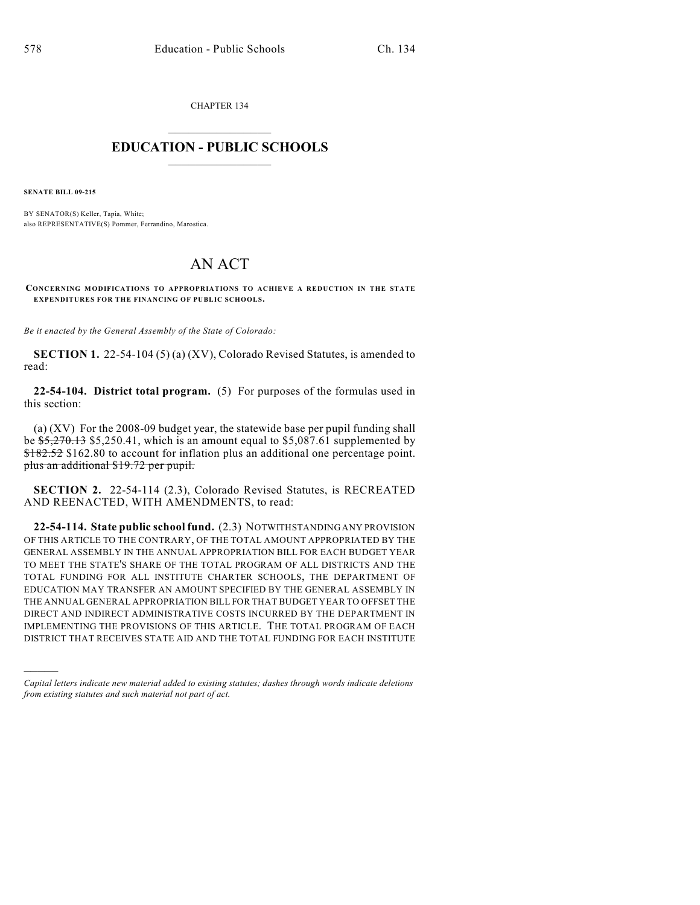CHAPTER 134

# EDUCATION - PUBLIC SCHOOLS

**SENATE BILL 09-215**

BY SENATOR(S) Keller, Tapia, White;
also REPRESENTATIVE(S) Pommer, Ferrandino, Marostica.

# AN ACT

**CONCERNING MODIFICATIONS TO APPROPRIATIONS TO ACHIEVE A REDUCTION IN THE STATE EXPENDITURES FOR THE FINANCING OF PUBLIC SCHOOLS.**

*Be it enacted by the General Assembly of the State of Colorado:*

**SECTION 1.** 22-54-104 (5) (a) (XV), Colorado Revised Statutes, is amended to read:

**22-54-104. District total program.** (5) For purposes of the formulas used in this section:

(a) (XV) For the 2008-09 budget year, the statewide base per pupil funding shall be ~~$5,270.13~~ $5,250.41, which is an amount equal to $5,087.61 supplemented by ~~$182.52~~ $162.80 to account for inflation plus an additional one percentage point. ~~plus an additional $19.72 per pupil.~~

**SECTION 2.** 22-54-114 (2.3), Colorado Revised Statutes, is RECREATED AND REENACTED, WITH AMENDMENTS, to read:

**22-54-114. State public school fund.** (2.3) NOTWITHSTANDING ANY PROVISION OF THIS ARTICLE TO THE CONTRARY, OF THE TOTAL AMOUNT APPROPRIATED BY THE GENERAL ASSEMBLY IN THE ANNUAL APPROPRIATION BILL FOR EACH BUDGET YEAR TO MEET THE STATE'S SHARE OF THE TOTAL PROGRAM OF ALL DISTRICTS AND THE TOTAL FUNDING FOR ALL INSTITUTE CHARTER SCHOOLS, THE DEPARTMENT OF EDUCATION MAY TRANSFER AN AMOUNT SPECIFIED BY THE GENERAL ASSEMBLY IN THE ANNUAL GENERAL APPROPRIATION BILL FOR THAT BUDGET YEAR TO OFFSET THE DIRECT AND INDIRECT ADMINISTRATIVE COSTS INCURRED BY THE DEPARTMENT IN IMPLEMENTING THE PROVISIONS OF THIS ARTICLE. THE TOTAL PROGRAM OF EACH DISTRICT THAT RECEIVES STATE AID AND THE TOTAL FUNDING FOR EACH INSTITUTE

---

*Capital letters indicate new material added to existing statutes; dashes through words indicate deletions from existing statutes and such material not part of act.*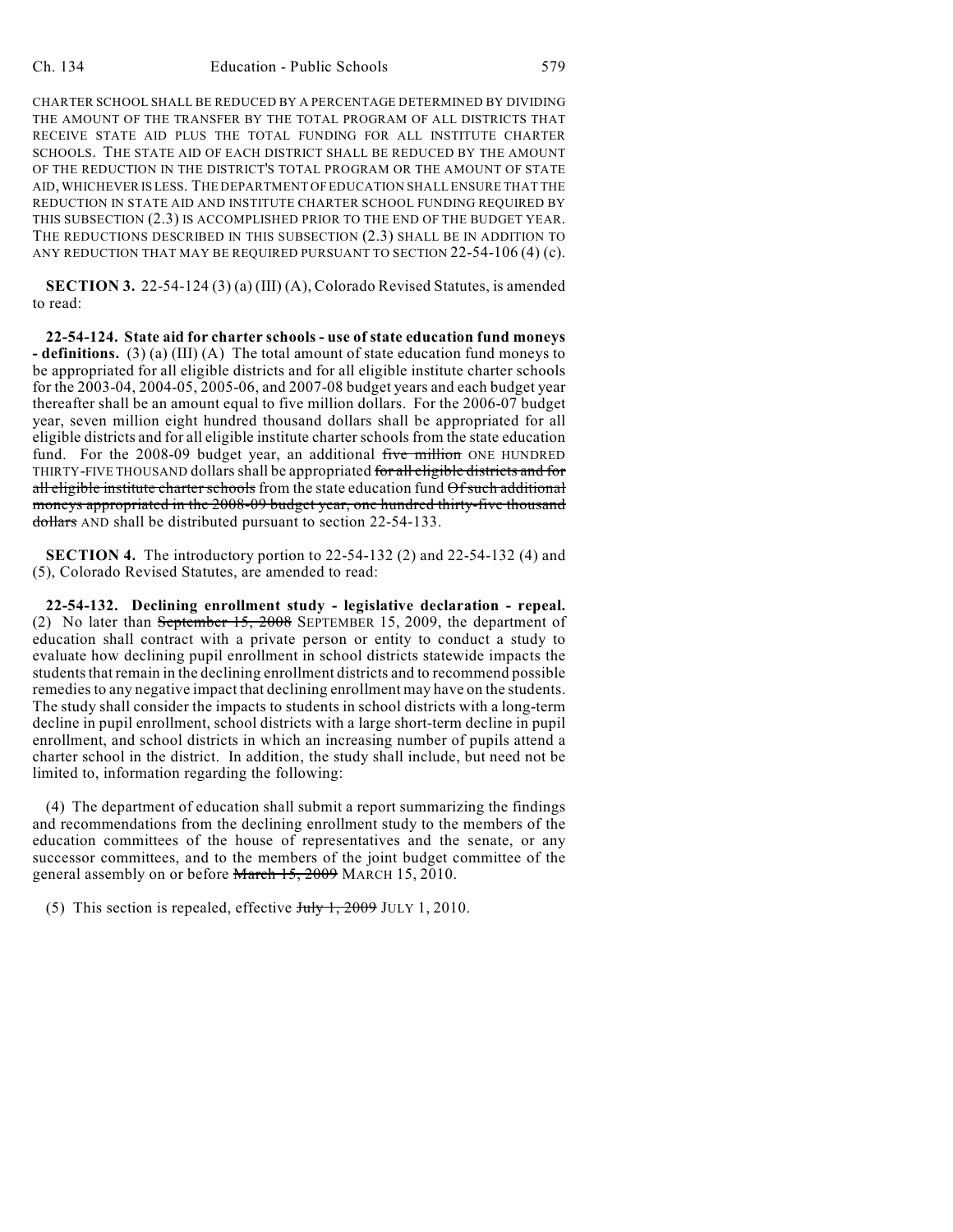CHARTER SCHOOL SHALL BE REDUCED BY A PERCENTAGE DETERMINED BY DIVIDING THE AMOUNT OF THE TRANSFER BY THE TOTAL PROGRAM OF ALL DISTRICTS THAT RECEIVE STATE AID PLUS THE TOTAL FUNDING FOR ALL INSTITUTE CHARTER SCHOOLS. THE STATE AID OF EACH DISTRICT SHALL BE REDUCED BY THE AMOUNT OF THE REDUCTION IN THE DISTRICT'S TOTAL PROGRAM OR THE AMOUNT OF STATE AID, WHICHEVER IS LESS. THE DEPARTMENT OF EDUCATION SHALL ENSURE THAT THE REDUCTION IN STATE AID AND INSTITUTE CHARTER SCHOOL FUNDING REQUIRED BY THIS SUBSECTION (2.3) IS ACCOMPLISHED PRIOR TO THE END OF THE BUDGET YEAR. THE REDUCTIONS DESCRIBED IN THIS SUBSECTION (2.3) SHALL BE IN ADDITION TO ANY REDUCTION THAT MAY BE REQUIRED PURSUANT TO SECTION 22-54-106 (4) (c).

**SECTION 3.** 22-54-124 (3) (a) (III) (A), Colorado Revised Statutes, is amended to read:

**22-54-124. State aid for charter schools - use of state education fund moneys - definitions.** (3) (a) (III) (A) The total amount of state education fund moneys to be appropriated for all eligible districts and for all eligible institute charter schools for the 2003-04, 2004-05, 2005-06, and 2007-08 budget years and each budget year thereafter shall be an amount equal to five million dollars. For the 2006-07 budget year, seven million eight hundred thousand dollars shall be appropriated for all eligible districts and for all eligible institute charter schools from the state education fund. For the 2008-09 budget year, an additional ~~five million~~ ONE HUNDRED THIRTY-FIVE THOUSAND dollars shall be appropriated ~~for all eligible districts and for all eligible institute charter schools~~ from the state education fund ~~Of such additional moneys appropriated in the 2008-09 budget year, one hundred thirty-five thousand dollars~~ AND shall be distributed pursuant to section 22-54-133.

**SECTION 4.** The introductory portion to 22-54-132 (2) and 22-54-132 (4) and (5), Colorado Revised Statutes, are amended to read:

**22-54-132. Declining enrollment study - legislative declaration - repeal.** (2) No later than ~~September 15, 2008~~ SEPTEMBER 15, 2009, the department of education shall contract with a private person or entity to conduct a study to evaluate how declining pupil enrollment in school districts statewide impacts the students that remain in the declining enrollment districts and to recommend possible remedies to any negative impact that declining enrollment may have on the students. The study shall consider the impacts to students in school districts with a long-term decline in pupil enrollment, school districts with a large short-term decline in pupil enrollment, and school districts in which an increasing number of pupils attend a charter school in the district. In addition, the study shall include, but need not be limited to, information regarding the following:

(4) The department of education shall submit a report summarizing the findings and recommendations from the declining enrollment study to the members of the education committees of the house of representatives and the senate, or any successor committees, and to the members of the joint budget committee of the general assembly on or before ~~March 15, 2009~~ MARCH 15, 2010.

(5) This section is repealed, effective ~~July 1, 2009~~ JULY 1, 2010.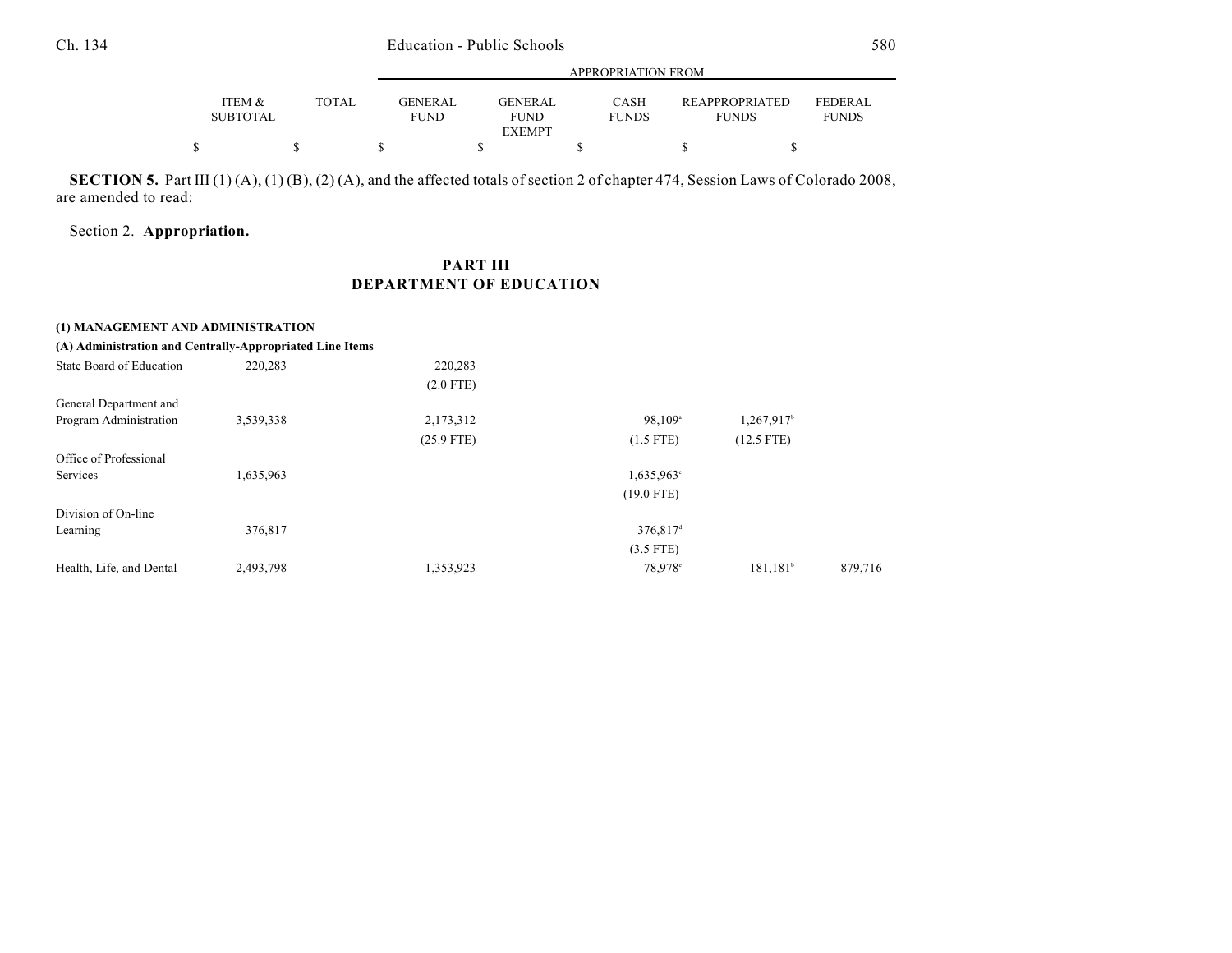**SECTION 5.** Part III (1) (A), (1) (B), (2) (A), and the affected totals of section 2 of chapter 474, Session Laws of Colorado 2008, are amended to read:

Section 2. **Appropriation.**

## PART III
## DEPARTMENT OF EDUCATION

| | ITEM & SUBTOTAL | TOTAL | GENERAL FUND | GENERAL FUND EXEMPT | CASH FUNDS | REAPPROPRIATED FUNDS | FEDERAL FUNDS |
|---|---|---|---|---|---|---|---|
| | $ | $ | $ | $ | $ | $ | $ |
| **(1) MANAGEMENT AND ADMINISTRATION** | | | | | | | |
| **(A) Administration and Centrally-Appropriated Line Items** | | | | | | | |
| State Board of Education | 220,283 | | 220,283 | | | | |
| | | | (2.0 FTE) | | | | |
| General Department and Program Administration | 3,539,338 | | 2,173,312 | | 98,109[a] | 1,267,917[b] | |
| | | | (25.9 FTE) | | (1.5 FTE) | (12.5 FTE) | |
| Office of Professional Services | 1,635,963 | | | | 1,635,963[c] | | |
| | | | | | (19.0 FTE) | | |
| Division of On-line Learning | 376,817 | | | | 376,817[d] | | |
| | | | | | (3.5 FTE) | | |
| Health, Life, and Dental | 2,493,798 | | 1,353,923 | | 78,978[e] | 181,181[b] | 879,716 |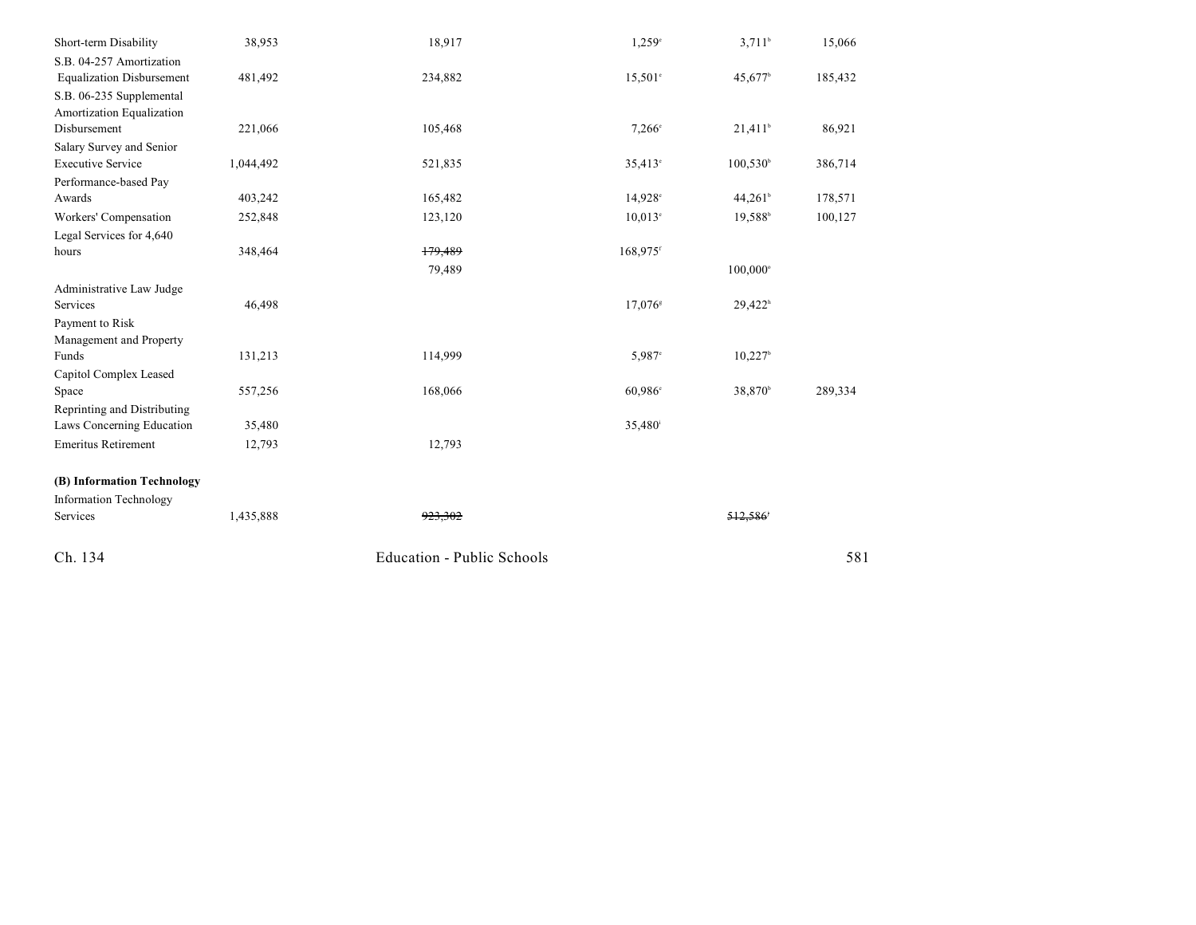| | | | | | |
|---|---|---|---|---|---|
| Short-term Disability | 38,953 | 18,917 | 1,259[e] | 3,711[b] | 15,066 |
| S.B. 04-257 Amortization Equalization Disbursement | 481,492 | 234,882 | 15,501[e] | 45,677[b] | 185,432 |
| S.B. 06-235 Supplemental Amortization Equalization Disbursement | 221,066 | 105,468 | 7,266[e] | 21,411[b] | 86,921 |
| Salary Survey and Senior Executive Service | 1,044,492 | 521,835 | 35,413[e] | 100,530[b] | 386,714 |
| Performance-based Pay Awards | 403,242 | 165,482 | 14,928[e] | 44,261[b] | 178,571 |
| Workers' Compensation | 252,848 | 123,120 | 10,013[e] | 19,588[b] | 100,127 |
| Legal Services for 4,640 hours | 348,464 | ~~179,489~~ | 168,975[f] | | |
| | | 79,489 | | 100,000[e] | |
| Administrative Law Judge Services | 46,498 | | 17,076[g] | 29,422[h] | |
| Payment to Risk Management and Property Funds | 131,213 | 114,999 | 5,987[e] | 10,227[b] | |
| Capitol Complex Leased Space | 557,256 | 168,066 | 60,986[e] | 38,870[b] | 289,334 |
| Reprinting and Distributing Laws Concerning Education | 35,480 | | 35,480[i] | | |
| Emeritus Retirement | 12,793 | 12,793 | | | |
| **(B) Information Technology** | | | | | |
| Information Technology Services | 1,435,888 | ~~923,302~~ | | ~~512,586~~[f] | |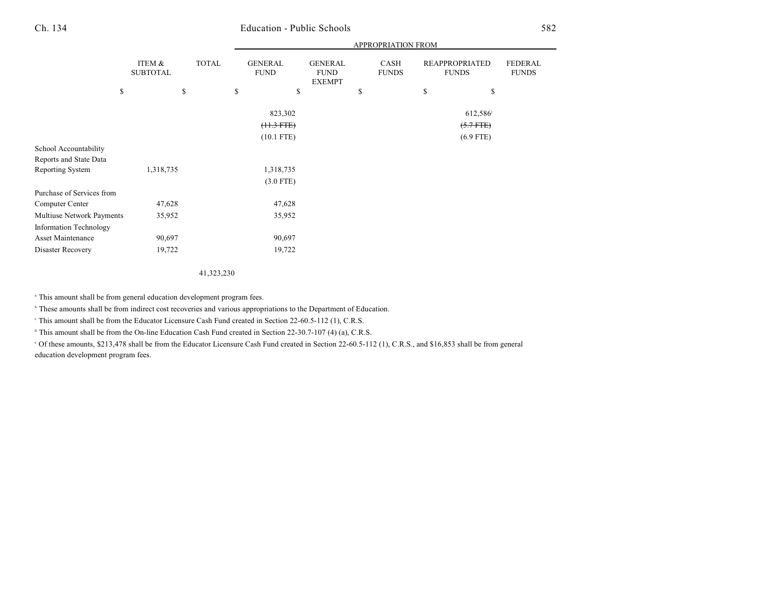| | ITEM & SUBTOTAL | TOTAL | GENERAL FUND | GENERAL FUND EXEMPT | CASH FUNDS | REAPPROPRIATED FUNDS | FEDERAL FUNDS |
|---|---|---|---|---|---|---|---|
| | | | APPROPRIATION FROM | | | | |
| | $ | $ | $ | $ | $ | $ | $ |
| | | | 823,302 | | | 612,586[b] | |
| | | | ~~(11.3 FTE)~~ | | | ~~(5.7 FTE)~~ | |
| | | | (10.1 FTE) | | | (6.9 FTE) | |
| School Accountability Reports and State Data Reporting System | 1,318,735 | | 1,318,735 | | | | |
| | | | (3.0 FTE) | | | | |
| Purchase of Services from Computer Center | 47,628 | | 47,628 | | | | |
| Multiuse Network Payments | 35,952 | | 35,952 | | | | |
| Information Technology Asset Maintenance | 90,697 | | 90,697 | | | | |
| Disaster Recovery | 19,722 | | 19,722 | | | | |
| | | 41,323,230 | | | | | |

[a] This amount shall be from general education development program fees.

[b] These amounts shall be from indirect cost recoveries and various appropriations to the Department of Education.

[c] This amount shall be from the Educator Licensure Cash Fund created in Section 22-60.5-112 (1), C.R.S.

[d] This amount shall be from the On-line Education Cash Fund created in Section 22-30.7-107 (4) (a), C.R.S.

[e] Of these amounts, $213,478 shall be from the Educator Licensure Cash Fund created in Section 22-60.5-112 (1), C.R.S., and $16,853 shall be from general education development program fees.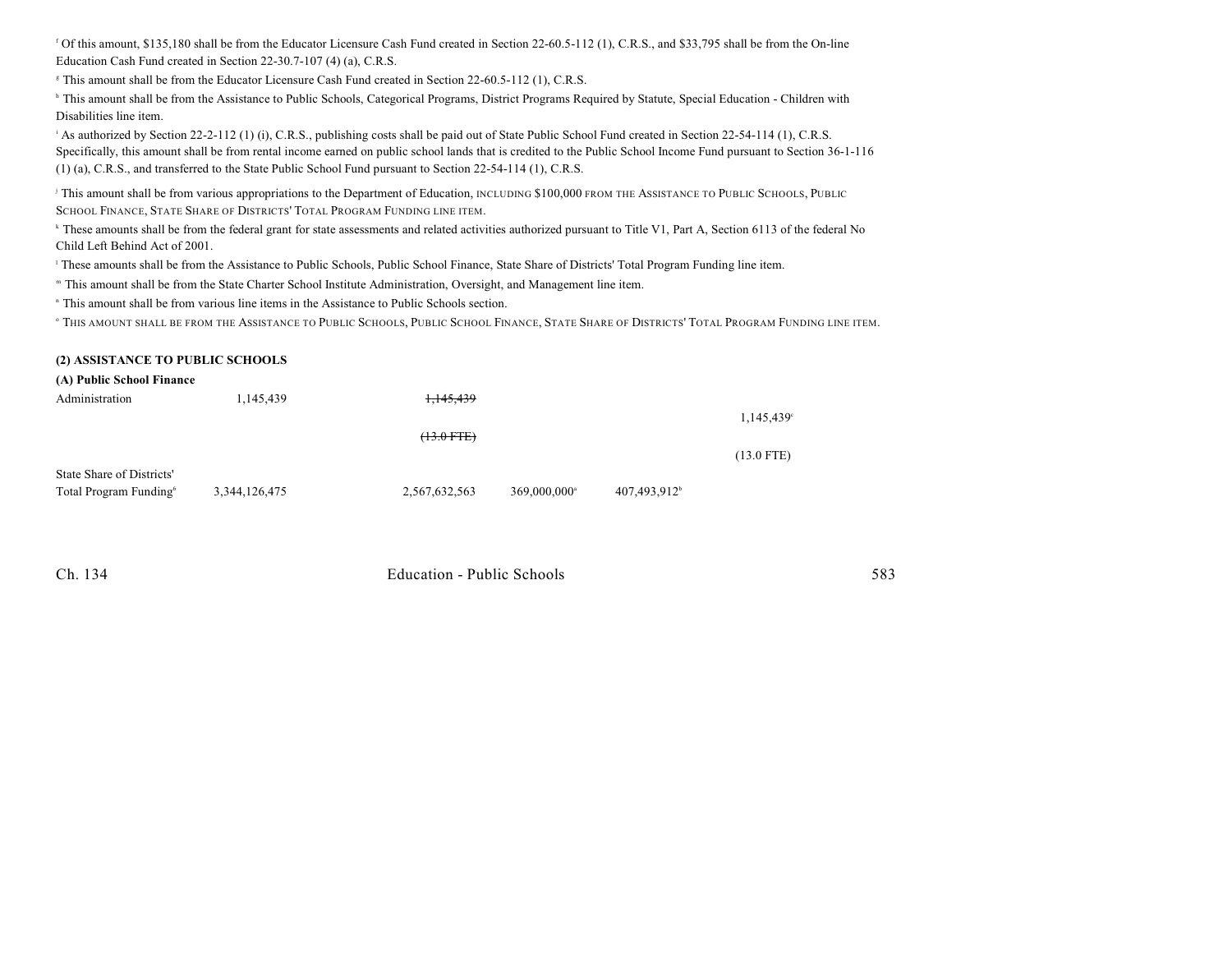[f] Of this amount, $135,180 shall be from the Educator Licensure Cash Fund created in Section 22-60.5-112 (1), C.R.S., and $33,795 shall be from the On-line Education Cash Fund created in Section 22-30.7-107 (4) (a), C.R.S.

[g] This amount shall be from the Educator Licensure Cash Fund created in Section 22-60.5-112 (1), C.R.S.

[h] This amount shall be from the Assistance to Public Schools, Categorical Programs, District Programs Required by Statute, Special Education - Children with Disabilities line item.

[i] As authorized by Section 22-2-112 (1) (i), C.R.S., publishing costs shall be paid out of State Public School Fund created in Section 22-54-114 (1), C.R.S. Specifically, this amount shall be from rental income earned on public school lands that is credited to the Public School Income Fund pursuant to Section 36-1-116 (1) (a), C.R.S., and transferred to the State Public School Fund pursuant to Section 22-54-114 (1), C.R.S.

[j] This amount shall be from various appropriations to the Department of Education, INCLUDING $100,000 FROM THE ASSISTANCE TO PUBLIC SCHOOLS, PUBLIC SCHOOL FINANCE, STATE SHARE OF DISTRICTS' TOTAL PROGRAM FUNDING LINE ITEM.

[k] These amounts shall be from the federal grant for state assessments and related activities authorized pursuant to Title V1, Part A, Section 6113 of the federal No Child Left Behind Act of 2001.

[l] These amounts shall be from the Assistance to Public Schools, Public School Finance, State Share of Districts' Total Program Funding line item.

[m] This amount shall be from the State Charter School Institute Administration, Oversight, and Management line item.

[n] This amount shall be from various line items in the Assistance to Public Schools section.

[o] THIS AMOUNT SHALL BE FROM THE ASSISTANCE TO PUBLIC SCHOOLS, PUBLIC SCHOOL FINANCE, STATE SHARE OF DISTRICTS' TOTAL PROGRAM FUNDING LINE ITEM.

**(2) ASSISTANCE TO PUBLIC SCHOOLS**

**(A) Public School Finance**

| | | | | | |
|---|---|---|---|---|---|
| Administration | 1,145,439 | ~~1,145,439~~ | | | |
| | | | | | 1,145,439[c] |
| | | ~~(13.0 FTE)~~ | | | |
| | | | | | (13.0 FTE) |
| State Share of Districts' Total Program Funding[6] | 3,344,126,475 | 2,567,632,563 | 369,000,000[a] | 407,493,912[b] | |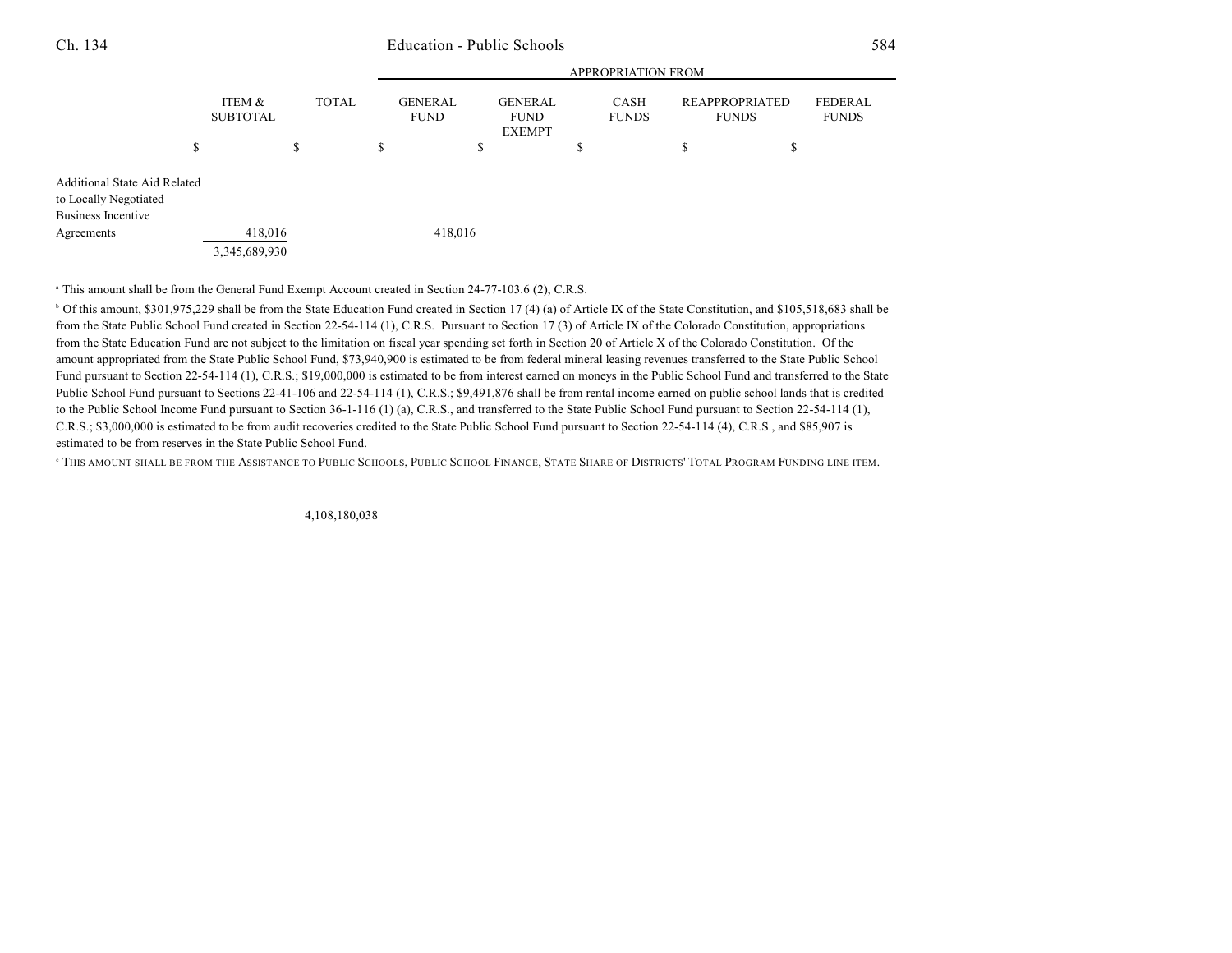| | ITEM & SUBTOTAL | TOTAL | APPROPRIATION FROM GENERAL FUND | GENERAL FUND EXEMPT | CASH FUNDS | REAPPROPRIATED FUNDS | FEDERAL FUNDS |
|---|---|---|---|---|---|---|---|
| | $ | $ | $ | $ | $ | $ | $ |
| Additional State Aid Related to Locally Negotiated Business Incentive Agreements | 418,016 | | 418,016 | | | | |
| | 3,345,689,930 | | | | | | |

[a] This amount shall be from the General Fund Exempt Account created in Section 24-77-103.6 (2), C.R.S.

[b] Of this amount, $301,975,229 shall be from the State Education Fund created in Section 17 (4) (a) of Article IX of the State Constitution, and $105,518,683 shall be from the State Public School Fund created in Section 22-54-114 (1), C.R.S. Pursuant to Section 17 (3) of Article IX of the Colorado Constitution, appropriations from the State Education Fund are not subject to the limitation on fiscal year spending set forth in Section 20 of Article X of the Colorado Constitution. Of the amount appropriated from the State Public School Fund, $73,940,900 is estimated to be from federal mineral leasing revenues transferred to the State Public School Fund pursuant to Section 22-54-114 (1), C.R.S.; $19,000,000 is estimated to be from interest earned on moneys in the Public School Fund and transferred to the State Public School Fund pursuant to Sections 22-41-106 and 22-54-114 (1), C.R.S.; $9,491,876 shall be from rental income earned on public school lands that is credited to the Public School Income Fund pursuant to Section 36-1-116 (1) (a), C.R.S., and transferred to the State Public School Fund pursuant to Section 22-54-114 (1), C.R.S.; $3,000,000 is estimated to be from audit recoveries credited to the State Public School Fund pursuant to Section 22-54-114 (4), C.R.S., and $85,907 is estimated to be from reserves in the State Public School Fund.

[c] THIS AMOUNT SHALL BE FROM THE ASSISTANCE TO PUBLIC SCHOOLS, PUBLIC SCHOOL FINANCE, STATE SHARE OF DISTRICTS' TOTAL PROGRAM FUNDING LINE ITEM.

4,108,180,038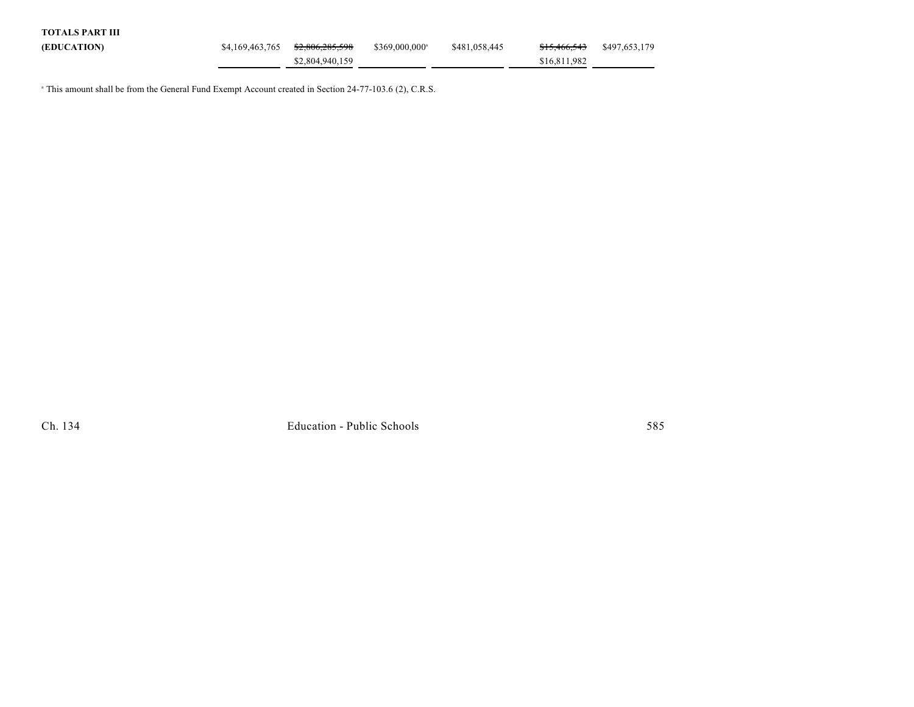| | | | | | | |
|---|---|---|---|---|---|---|
| **TOTALS PART III (EDUCATION)** | $4,169,463,765 | ~~$2,806,285,598~~ $2,804,940,159 | $369,000,000[a] | $481,058,445 | ~~$15,466,543~~ $16,811,982 | $497,653,179 |

[a] This amount shall be from the General Fund Exempt Account created in Section 24-77-103.6 (2), C.R.S.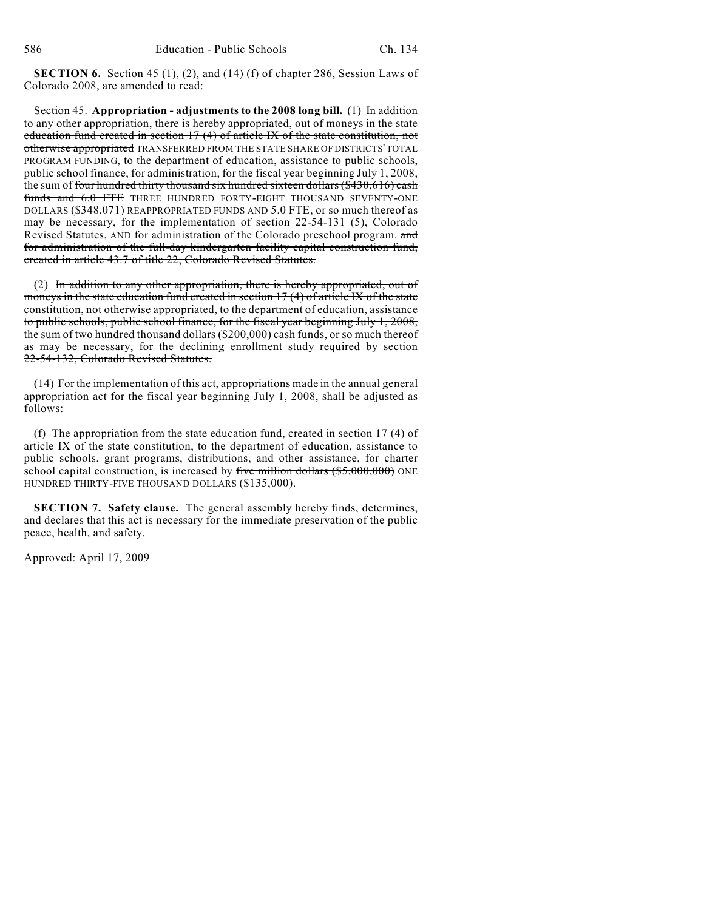**SECTION 6.** Section 45 (1), (2), and (14) (f) of chapter 286, Session Laws of Colorado 2008, are amended to read:

Section 45. **Appropriation - adjustments to the 2008 long bill.** (1) In addition to any other appropriation, there is hereby appropriated, out of moneys ~~in the state education fund created in section 17 (4) of article IX of the state constitution, not otherwise appropriated~~ TRANSFERRED FROM THE STATE SHARE OF DISTRICTS' TOTAL PROGRAM FUNDING, to the department of education, assistance to public schools, public school finance, for administration, for the fiscal year beginning July 1, 2008, the sum of ~~four hundred thirty thousand six hundred sixteen dollars ($430,616) cash funds and 6.0 FTE~~ THREE HUNDRED FORTY-EIGHT THOUSAND SEVENTY-ONE DOLLARS ($348,071) REAPPROPRIATED FUNDS AND 5.0 FTE, or so much thereof as may be necessary, for the implementation of section 22-54-131 (5), Colorado Revised Statutes, AND for administration of the Colorado preschool program. ~~and for administration of the full-day kindergarten facility capital construction fund, created in article 43.7 of title 22, Colorado Revised Statutes.~~

(2) ~~In addition to any other appropriation, there is hereby appropriated, out of moneys in the state education fund created in section 17 (4) of article IX of the state constitution, not otherwise appropriated, to the department of education, assistance to public schools, public school finance, for the fiscal year beginning July 1, 2008, the sum of two hundred thousand dollars ($200,000) cash funds, or so much thereof as may be necessary, for the declining enrollment study required by section 22-54-132, Colorado Revised Statutes.~~

(14) For the implementation of this act, appropriations made in the annual general appropriation act for the fiscal year beginning July 1, 2008, shall be adjusted as follows:

(f) The appropriation from the state education fund, created in section 17 (4) of article IX of the state constitution, to the department of education, assistance to public schools, grant programs, distributions, and other assistance, for charter school capital construction, is increased by ~~five million dollars ($5,000,000)~~ ONE HUNDRED THIRTY-FIVE THOUSAND DOLLARS ($135,000).

**SECTION 7. Safety clause.** The general assembly hereby finds, determines, and declares that this act is necessary for the immediate preservation of the public peace, health, and safety.

Approved: April 17, 2009